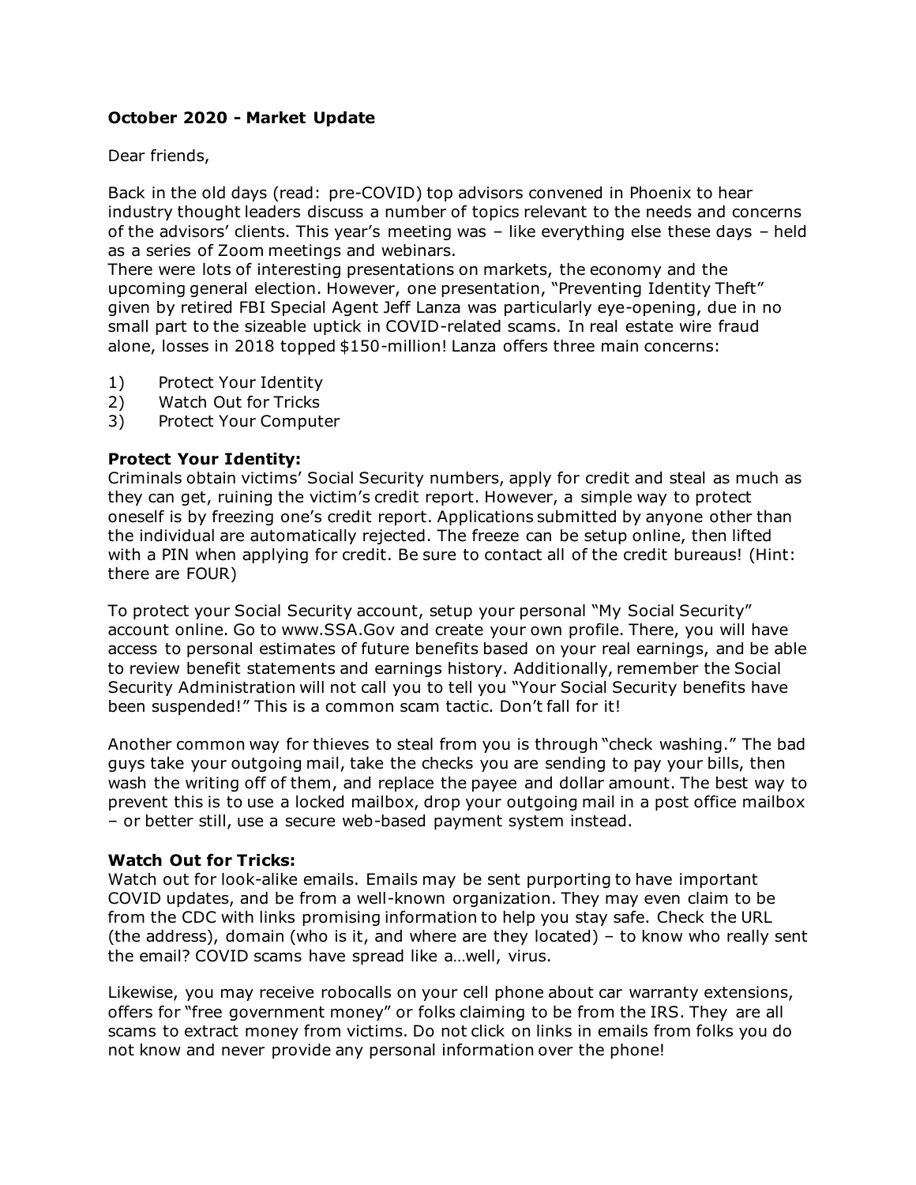**October 2020 - Market Update**

Dear friends,

Back in the old days (read: pre-COVID) top advisors convened in Phoenix to hear industry thought leaders discuss a number of topics relevant to the needs and concerns of the advisors' clients. This year's meeting was – like everything else these days – held as a series of Zoom meetings and webinars.

There were lots of interesting presentations on markets, the economy and the upcoming general election. However, one presentation, "Preventing Identity Theft" given by retired FBI Special Agent Jeff Lanza was particularly eye-opening, due in no small part to the sizeable uptick in COVID-related scams. In real estate wire fraud alone, losses in 2018 topped $150-million! Lanza offers three main concerns:

1) Protect Your Identity
2) Watch Out for Tricks
3) Protect Your Computer

**Protect Your Identity:**

Criminals obtain victims' Social Security numbers, apply for credit and steal as much as they can get, ruining the victim's credit report. However, a simple way to protect oneself is by freezing one's credit report. Applications submitted by anyone other than the individual are automatically rejected. The freeze can be setup online, then lifted with a PIN when applying for credit. Be sure to contact all of the credit bureaus! (Hint: there are FOUR)

To protect your Social Security account, setup your personal "My Social Security" account online. Go to www.SSA.Gov and create your own profile. There, you will have access to personal estimates of future benefits based on your real earnings, and be able to review benefit statements and earnings history. Additionally, remember the Social Security Administration will not call you to tell you "Your Social Security benefits have been suspended!" This is a common scam tactic. Don't fall for it!

Another common way for thieves to steal from you is through "check washing." The bad guys take your outgoing mail, take the checks you are sending to pay your bills, then wash the writing off of them, and replace the payee and dollar amount. The best way to prevent this is to use a locked mailbox, drop your outgoing mail in a post office mailbox – or better still, use a secure web-based payment system instead.

**Watch Out for Tricks:**

Watch out for look-alike emails. Emails may be sent purporting to have important COVID updates, and be from a well-known organization. They may even claim to be from the CDC with links promising information to help you stay safe. Check the URL (the address), domain (who is it, and where are they located) – to know who really sent the email? COVID scams have spread like a…well, virus.

Likewise, you may receive robocalls on your cell phone about car warranty extensions, offers for "free government money" or folks claiming to be from the IRS. They are all scams to extract money from victims. Do not click on links in emails from folks you do not know and never provide any personal information over the phone!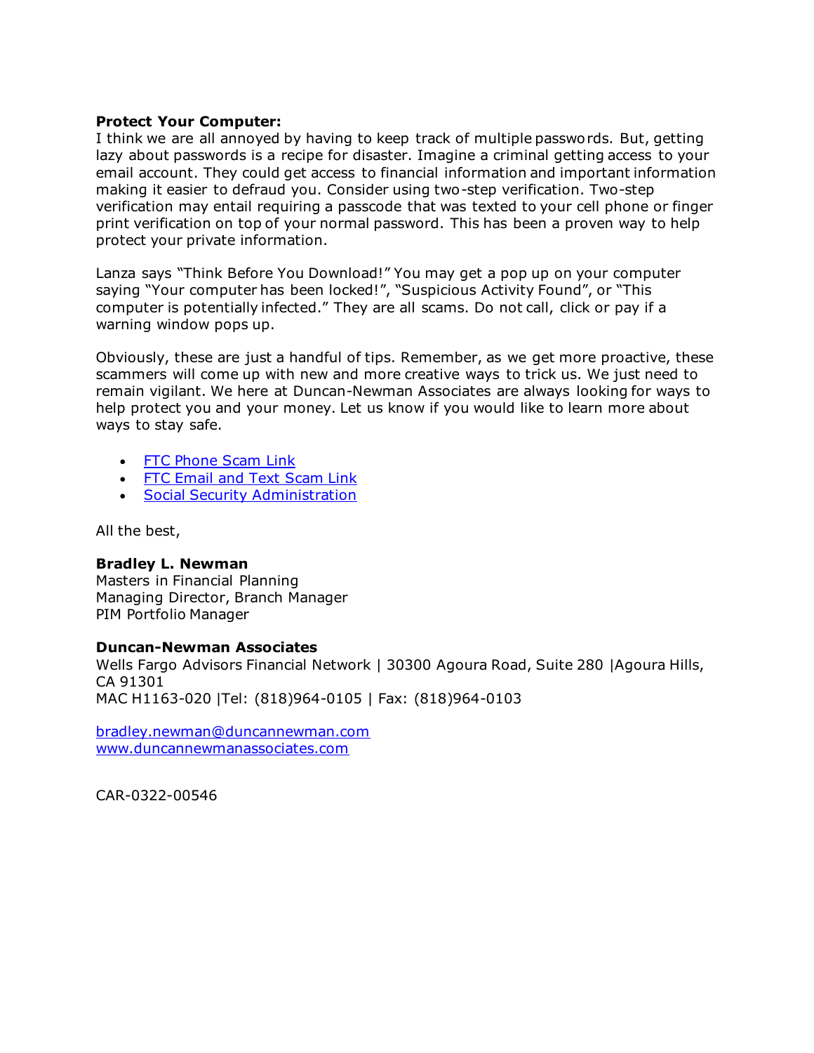**Protect Your Computer:**
I think we are all annoyed by having to keep track of multiple passwords. But, getting lazy about passwords is a recipe for disaster. Imagine a criminal getting access to your email account. They could get access to financial information and important information making it easier to defraud you. Consider using two-step verification. Two-step verification may entail requiring a passcode that was texted to your cell phone or finger print verification on top of your normal password. This has been a proven way to help protect your private information.

Lanza says "Think Before You Download!" You may get a pop up on your computer saying "Your computer has been locked!", "Suspicious Activity Found", or "This computer is potentially infected." They are all scams. Do not call, click or pay if a warning window pops up.

Obviously, these are just a handful of tips. Remember, as we get more proactive, these scammers will come up with new and more creative ways to trick us. We just need to remain vigilant. We here at Duncan-Newman Associates are always looking for ways to help protect you and your money. Let us know if you would like to learn more about ways to stay safe.

- FTC Phone Scam Link
- FTC Email and Text Scam Link
- Social Security Administration

All the best,

**Bradley L. Newman**
Masters in Financial Planning
Managing Director, Branch Manager
PIM Portfolio Manager

**Duncan-Newman Associates**
Wells Fargo Advisors Financial Network | 30300 Agoura Road, Suite 280 |Agoura Hills, CA 91301
MAC H1163-020 |Tel: (818)964-0105 | Fax: (818)964-0103

bradley.newman@duncannewman.com
www.duncannewmanassociates.com

CAR-0322-00546